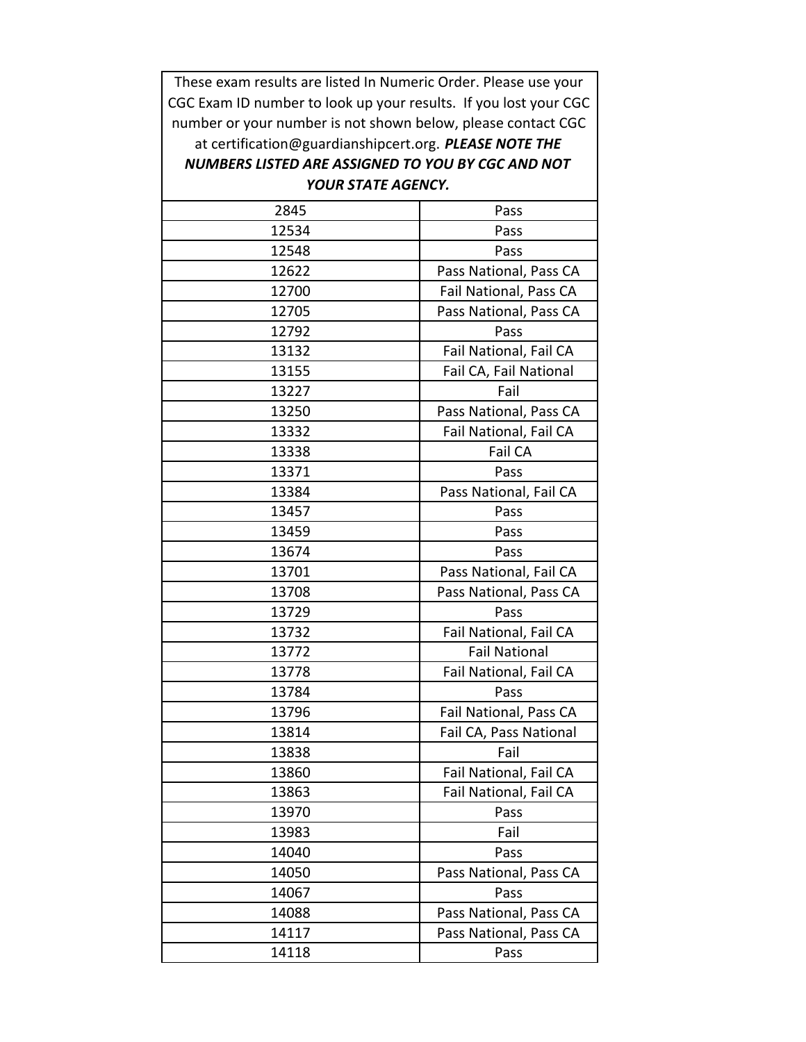These exam results are listed In Numeric Order. Please use your CGC Exam ID number to look up your results. If you lost your CGC number or your number is not shown below, please contact CGC at certification@guardianshipcert.org. ***PLEASE NOTE THE NUMBERS LISTED ARE ASSIGNED TO YOU BY CGC AND NOT YOUR STATE AGENCY.***

| | |
|---|---|
| 2845 | Pass |
| 12534 | Pass |
| 12548 | Pass |
| 12622 | Pass National, Pass CA |
| 12700 | Fail National, Pass CA |
| 12705 | Pass National, Pass CA |
| 12792 | Pass |
| 13132 | Fail National, Fail CA |
| 13155 | Fail CA, Fail National |
| 13227 | Fail |
| 13250 | Pass National, Pass CA |
| 13332 | Fail National, Fail CA |
| 13338 | Fail CA |
| 13371 | Pass |
| 13384 | Pass National, Fail CA |
| 13457 | Pass |
| 13459 | Pass |
| 13674 | Pass |
| 13701 | Pass National, Fail CA |
| 13708 | Pass National, Pass CA |
| 13729 | Pass |
| 13732 | Fail National, Fail CA |
| 13772 | Fail National |
| 13778 | Fail National, Fail CA |
| 13784 | Pass |
| 13796 | Fail National, Pass CA |
| 13814 | Fail CA, Pass National |
| 13838 | Fail |
| 13860 | Fail National, Fail CA |
| 13863 | Fail National, Fail CA |
| 13970 | Pass |
| 13983 | Fail |
| 14040 | Pass |
| 14050 | Pass National, Pass CA |
| 14067 | Pass |
| 14088 | Pass National, Pass CA |
| 14117 | Pass National, Pass CA |
| 14118 | Pass |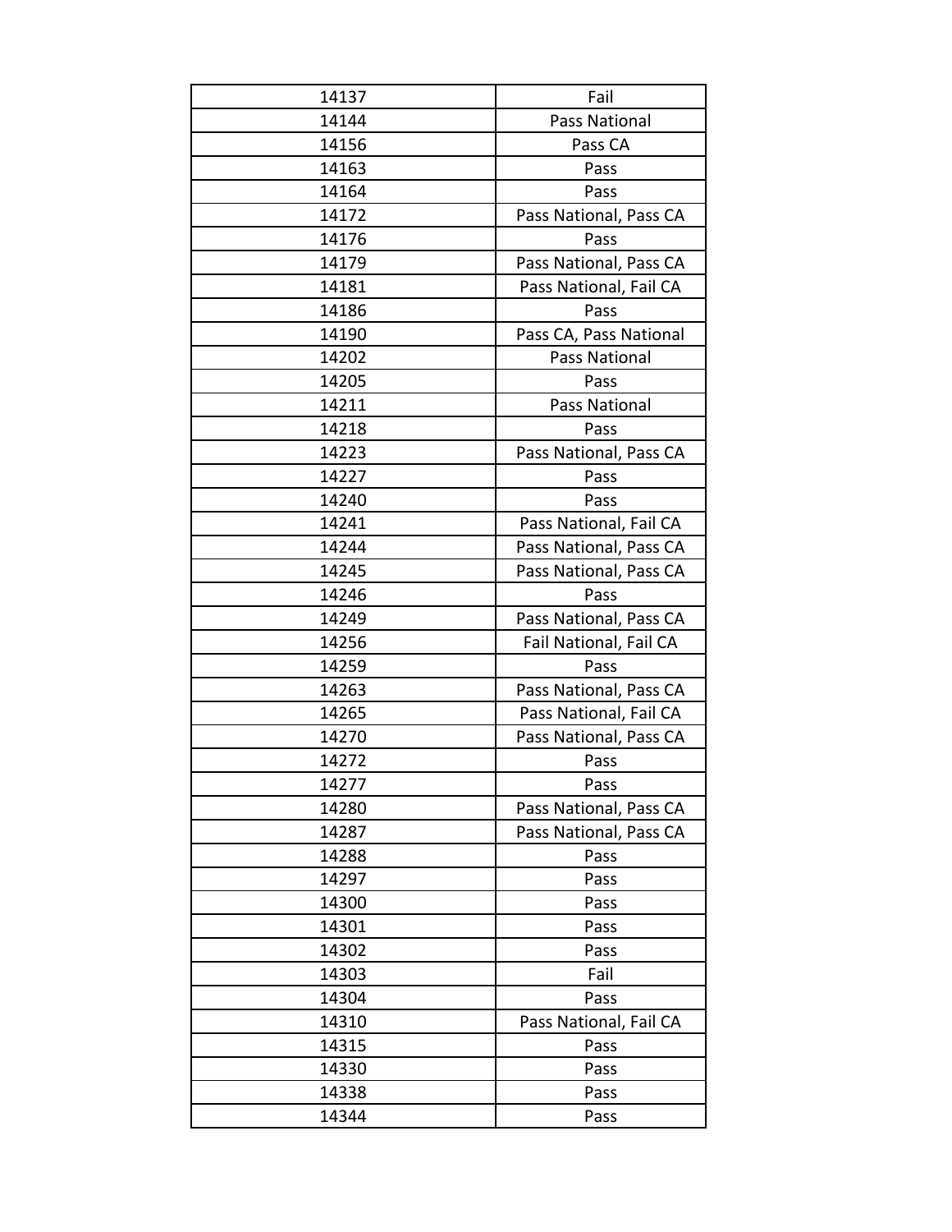| 14137 | Fail |
|---|---|
| 14144 | Pass National |
| 14156 | Pass CA |
| 14163 | Pass |
| 14164 | Pass |
| 14172 | Pass National, Pass CA |
| 14176 | Pass |
| 14179 | Pass National, Pass CA |
| 14181 | Pass National, Fail CA |
| 14186 | Pass |
| 14190 | Pass CA, Pass National |
| 14202 | Pass National |
| 14205 | Pass |
| 14211 | Pass National |
| 14218 | Pass |
| 14223 | Pass National, Pass CA |
| 14227 | Pass |
| 14240 | Pass |
| 14241 | Pass National, Fail CA |
| 14244 | Pass National, Pass CA |
| 14245 | Pass National, Pass CA |
| 14246 | Pass |
| 14249 | Pass National, Pass CA |
| 14256 | Fail National, Fail CA |
| 14259 | Pass |
| 14263 | Pass National, Pass CA |
| 14265 | Pass National, Fail CA |
| 14270 | Pass National, Pass CA |
| 14272 | Pass |
| 14277 | Pass |
| 14280 | Pass National, Pass CA |
| 14287 | Pass National, Pass CA |
| 14288 | Pass |
| 14297 | Pass |
| 14300 | Pass |
| 14301 | Pass |
| 14302 | Pass |
| 14303 | Fail |
| 14304 | Pass |
| 14310 | Pass National, Fail CA |
| 14315 | Pass |
| 14330 | Pass |
| 14338 | Pass |
| 14344 | Pass |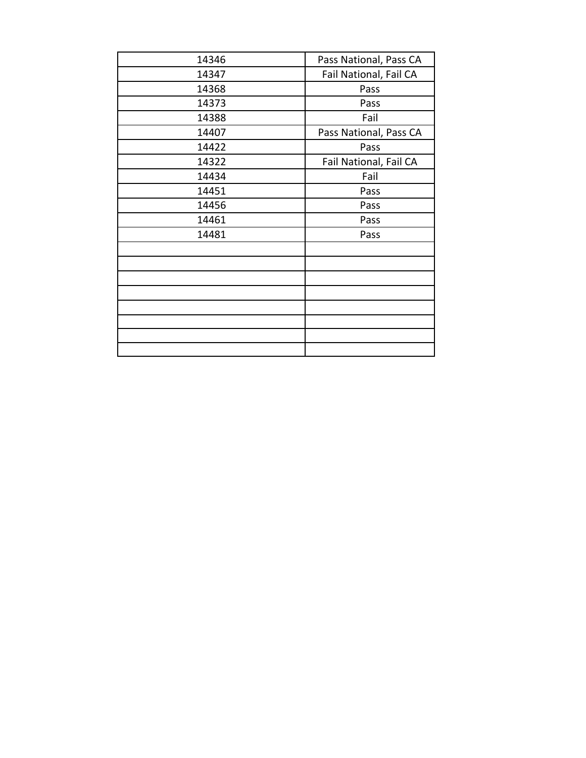| | |
|---|---|
| 14346 | Pass National, Pass CA |
| 14347 | Fail National, Fail CA |
| 14368 | Pass |
| 14373 | Pass |
| 14388 | Fail |
| 14407 | Pass National, Pass CA |
| 14422 | Pass |
| 14322 | Fail National, Fail CA |
| 14434 | Fail |
| 14451 | Pass |
| 14456 | Pass |
| 14461 | Pass |
| 14481 | Pass |
| | |
| | |
| | |
| | |
| | |
| | |
| | |
| | |